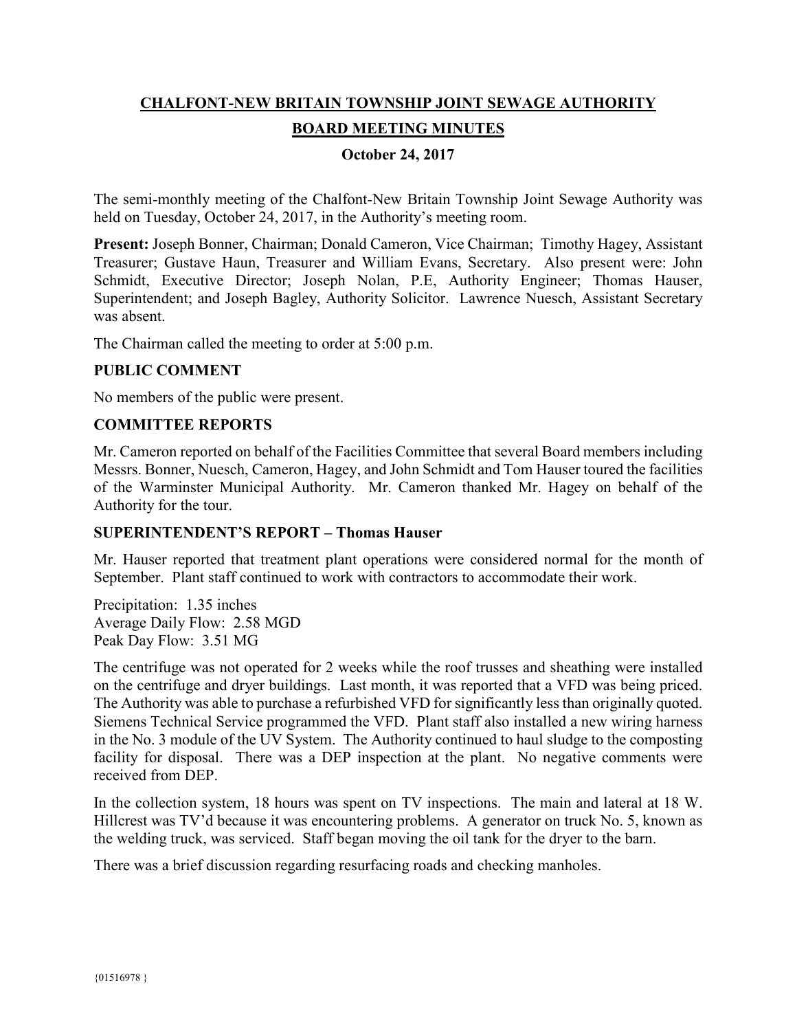# CHALFONT-NEW BRITAIN TOWNSHIP JOINT SEWAGE AUTHORITY

## BOARD MEETING MINUTES

### October 24, 2017

The semi-monthly meeting of the Chalfont-New Britain Township Joint Sewage Authority was held on Tuesday, October 24, 2017, in the Authority's meeting room.

**Present:** Joseph Bonner, Chairman; Donald Cameron, Vice Chairman; Timothy Hagey, Assistant Treasurer; Gustave Haun, Treasurer and William Evans, Secretary. Also present were: John Schmidt, Executive Director; Joseph Nolan, P.E, Authority Engineer; Thomas Hauser, Superintendent; and Joseph Bagley, Authority Solicitor. Lawrence Nuesch, Assistant Secretary was absent.

The Chairman called the meeting to order at 5:00 p.m.

**PUBLIC COMMENT**

No members of the public were present.

**COMMITTEE REPORTS**

Mr. Cameron reported on behalf of the Facilities Committee that several Board members including Messrs. Bonner, Nuesch, Cameron, Hagey, and John Schmidt and Tom Hauser toured the facilities of the Warminster Municipal Authority. Mr. Cameron thanked Mr. Hagey on behalf of the Authority for the tour.

**SUPERINTENDENT'S REPORT – Thomas Hauser**

Mr. Hauser reported that treatment plant operations were considered normal for the month of September. Plant staff continued to work with contractors to accommodate their work.

Precipitation: 1.35 inches
Average Daily Flow: 2.58 MGD
Peak Day Flow: 3.51 MG

The centrifuge was not operated for 2 weeks while the roof trusses and sheathing were installed on the centrifuge and dryer buildings. Last month, it was reported that a VFD was being priced. The Authority was able to purchase a refurbished VFD for significantly less than originally quoted. Siemens Technical Service programmed the VFD. Plant staff also installed a new wiring harness in the No. 3 module of the UV System. The Authority continued to haul sludge to the composting facility for disposal. There was a DEP inspection at the plant. No negative comments were received from DEP.

In the collection system, 18 hours was spent on TV inspections. The main and lateral at 18 W. Hillcrest was TV'd because it was encountering problems. A generator on truck No. 5, known as the welding truck, was serviced. Staff began moving the oil tank for the dryer to the barn.

There was a brief discussion regarding resurfacing roads and checking manholes.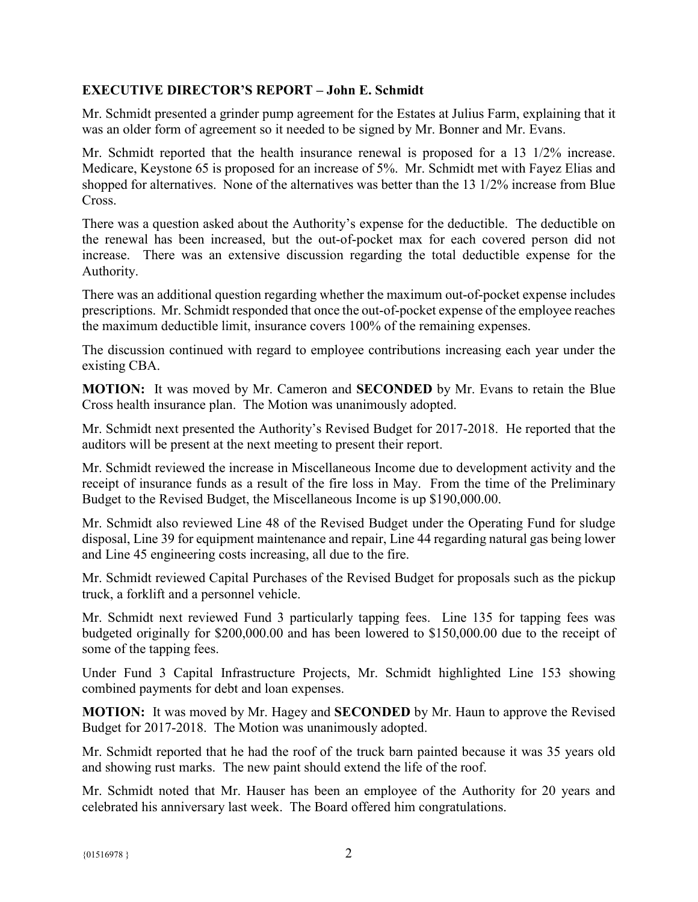**EXECUTIVE DIRECTOR'S REPORT – John E. Schmidt**

Mr. Schmidt presented a grinder pump agreement for the Estates at Julius Farm, explaining that it was an older form of agreement so it needed to be signed by Mr. Bonner and Mr. Evans.

Mr. Schmidt reported that the health insurance renewal is proposed for a 13 1/2% increase. Medicare, Keystone 65 is proposed for an increase of 5%. Mr. Schmidt met with Fayez Elias and shopped for alternatives. None of the alternatives was better than the 13 1/2% increase from Blue Cross.

There was a question asked about the Authority's expense for the deductible. The deductible on the renewal has been increased, but the out-of-pocket max for each covered person did not increase. There was an extensive discussion regarding the total deductible expense for the Authority.

There was an additional question regarding whether the maximum out-of-pocket expense includes prescriptions. Mr. Schmidt responded that once the out-of-pocket expense of the employee reaches the maximum deductible limit, insurance covers 100% of the remaining expenses.

The discussion continued with regard to employee contributions increasing each year under the existing CBA.

**MOTION:** It was moved by Mr. Cameron and **SECONDED** by Mr. Evans to retain the Blue Cross health insurance plan. The Motion was unanimously adopted.

Mr. Schmidt next presented the Authority's Revised Budget for 2017-2018. He reported that the auditors will be present at the next meeting to present their report.

Mr. Schmidt reviewed the increase in Miscellaneous Income due to development activity and the receipt of insurance funds as a result of the fire loss in May. From the time of the Preliminary Budget to the Revised Budget, the Miscellaneous Income is up $190,000.00.

Mr. Schmidt also reviewed Line 48 of the Revised Budget under the Operating Fund for sludge disposal, Line 39 for equipment maintenance and repair, Line 44 regarding natural gas being lower and Line 45 engineering costs increasing, all due to the fire.

Mr. Schmidt reviewed Capital Purchases of the Revised Budget for proposals such as the pickup truck, a forklift and a personnel vehicle.

Mr. Schmidt next reviewed Fund 3 particularly tapping fees. Line 135 for tapping fees was budgeted originally for $200,000.00 and has been lowered to $150,000.00 due to the receipt of some of the tapping fees.

Under Fund 3 Capital Infrastructure Projects, Mr. Schmidt highlighted Line 153 showing combined payments for debt and loan expenses.

**MOTION:** It was moved by Mr. Hagey and **SECONDED** by Mr. Haun to approve the Revised Budget for 2017-2018. The Motion was unanimously adopted.

Mr. Schmidt reported that he had the roof of the truck barn painted because it was 35 years old and showing rust marks. The new paint should extend the life of the roof.

Mr. Schmidt noted that Mr. Hauser has been an employee of the Authority for 20 years and celebrated his anniversary last week. The Board offered him congratulations.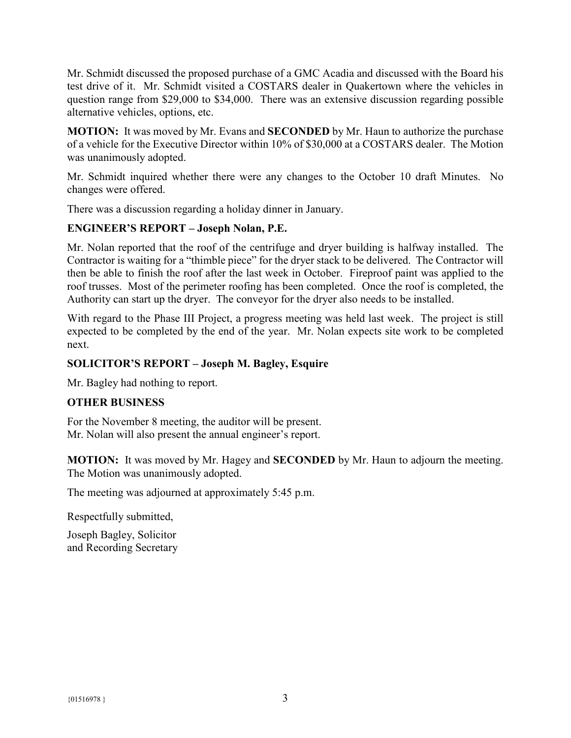Mr. Schmidt discussed the proposed purchase of a GMC Acadia and discussed with the Board his test drive of it. Mr. Schmidt visited a COSTARS dealer in Quakertown where the vehicles in question range from $29,000 to $34,000. There was an extensive discussion regarding possible alternative vehicles, options, etc.

**MOTION:** It was moved by Mr. Evans and **SECONDED** by Mr. Haun to authorize the purchase of a vehicle for the Executive Director within 10% of $30,000 at a COSTARS dealer. The Motion was unanimously adopted.

Mr. Schmidt inquired whether there were any changes to the October 10 draft Minutes. No changes were offered.

There was a discussion regarding a holiday dinner in January.

**ENGINEER'S REPORT – Joseph Nolan, P.E.**

Mr. Nolan reported that the roof of the centrifuge and dryer building is halfway installed. The Contractor is waiting for a "thimble piece" for the dryer stack to be delivered. The Contractor will then be able to finish the roof after the last week in October. Fireproof paint was applied to the roof trusses. Most of the perimeter roofing has been completed. Once the roof is completed, the Authority can start up the dryer. The conveyor for the dryer also needs to be installed.

With regard to the Phase III Project, a progress meeting was held last week. The project is still expected to be completed by the end of the year. Mr. Nolan expects site work to be completed next.

**SOLICITOR'S REPORT – Joseph M. Bagley, Esquire**

Mr. Bagley had nothing to report.

**OTHER BUSINESS**

For the November 8 meeting, the auditor will be present.
Mr. Nolan will also present the annual engineer's report.

**MOTION:** It was moved by Mr. Hagey and **SECONDED** by Mr. Haun to adjourn the meeting. The Motion was unanimously adopted.

The meeting was adjourned at approximately 5:45 p.m.

Respectfully submitted,

Joseph Bagley, Solicitor
and Recording Secretary

{01516978 }